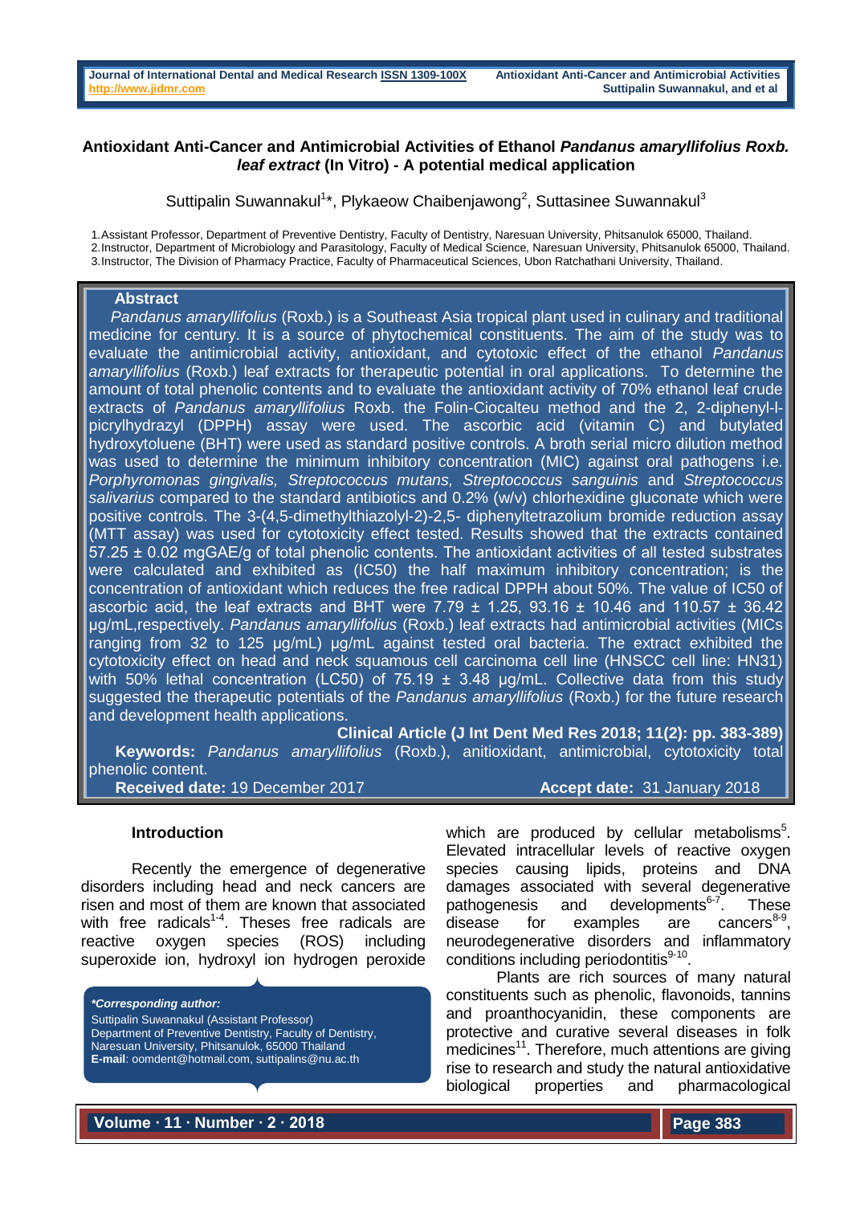# Antioxidant Anti-Cancer and Antimicrobial Activities of Ethanol *Pandanus amaryllifolius Roxb. leaf extract* (In Vitro) - A potential medical application

Suttipalin Suwannakul[1]*, Plykaeow Chaibenjawong[2], Suttasinee Suwannakul[3]

1. Assistant Professor, Department of Preventive Dentistry, Faculty of Dentistry, Naresuan University, Phitsanulok 65000, Thailand.
2. Instructor, Department of Microbiology and Parasitology, Faculty of Medical Science, Naresuan University, Phitsanulok 65000, Thailand.
3. Instructor, The Division of Pharmacy Practice, Faculty of Pharmaceutical Sciences, Ubon Ratchathani University, Thailand.

## Abstract

*Pandanus amaryllifolius* (Roxb.) is a Southeast Asia tropical plant used in culinary and traditional medicine for century. It is a source of phytochemical constituents. The aim of the study was to evaluate the antimicrobial activity, antioxidant, and cytotoxic effect of the ethanol *Pandanus amaryllifolius* (Roxb.) leaf extracts for therapeutic potential in oral applications. To determine the amount of total phenolic contents and to evaluate the antioxidant activity of 70% ethanol leaf crude extracts of *Pandanus amaryllifolius* Roxb. the Folin-Ciocalteu method and the 2, 2-diphenyl-l-picrylhydrazyl (DPPH) assay were used. The ascorbic acid (vitamin C) and butylated hydroxytoluene (BHT) were used as standard positive controls. A broth serial micro dilution method was used to determine the minimum inhibitory concentration (MIC) against oral pathogens i.e. *Porphyromonas gingivalis, Streptococcus mutans, Streptococcus sanguinis* and *Streptococcus salivarius* compared to the standard antibiotics and 0.2% (w/v) chlorhexidine gluconate which were positive controls. The 3-(4,5-dimethylthiazolyl-2)-2,5- diphenyltetrazolium bromide reduction assay (MTT assay) was used for cytotoxicity effect tested. Results showed that the extracts contained 57.25 ± 0.02 mgGAE/g of total phenolic contents. The antioxidant activities of all tested substrates were calculated and exhibited as (IC50) the half maximum inhibitory concentration; is the concentration of antioxidant which reduces the free radical DPPH about 50%. The value of IC50 of ascorbic acid, the leaf extracts and BHT were 7.79 ± 1.25, 93.16 ± 10.46 and 110.57 ± 36.42 µg/mL,respectively. *Pandanus amaryllifolius* (Roxb.) leaf extracts had antimicrobial activities (MICs ranging from 32 to 125 µg/mL) µg/mL against tested oral bacteria. The extract exhibited the cytotoxicity effect on head and neck squamous cell carcinoma cell line (HNSCC cell line: HN31) with 50% lethal concentration (LC50) of 75.19 ± 3.48 µg/mL. Collective data from this study suggested the therapeutic potentials of the *Pandanus amaryllifolius* (Roxb.) for the future research and development health applications.

**Clinical Article (J Int Dent Med Res 2018; 11(2): pp. 383-389)**

**Keywords:** *Pandanus amaryllifolius* (Roxb.), anitioxidant, antimicrobial, cytotoxicity total phenolic content.

**Received date:** 19 December 2017 **Accept date:** 31 January 2018

## Introduction

Recently the emergence of degenerative disorders including head and neck cancers are risen and most of them are known that associated with free radicals[1-4]. Theses free radicals are reactive oxygen species (ROS) including superoxide ion, hydroxyl ion hydrogen peroxide which are produced by cellular metabolisms[5]. Elevated intracellular levels of reactive oxygen species causing lipids, proteins and DNA damages associated with several degenerative pathogenesis and developments[6-7]. These disease for examples are cancers[8-9], neurodegenerative disorders and inflammatory conditions including periodontitis[9-10].

Plants are rich sources of many natural constituents such as phenolic, flavonoids, tannins and proanthocyanidin, these components are protective and curative several diseases in folk medicines[11]. Therefore, much attentions are giving rise to research and study the natural antioxidative biological properties and pharmacological

***Corresponding author:***
Suttipalin Suwannakul (Assistant Professor)
Department of Preventive Dentistry, Faculty of Dentistry, Naresuan University, Phitsanulok, 65000 Thailand
**E-mail**: oomdent@hotmail.com, suttipalins@nu.ac.th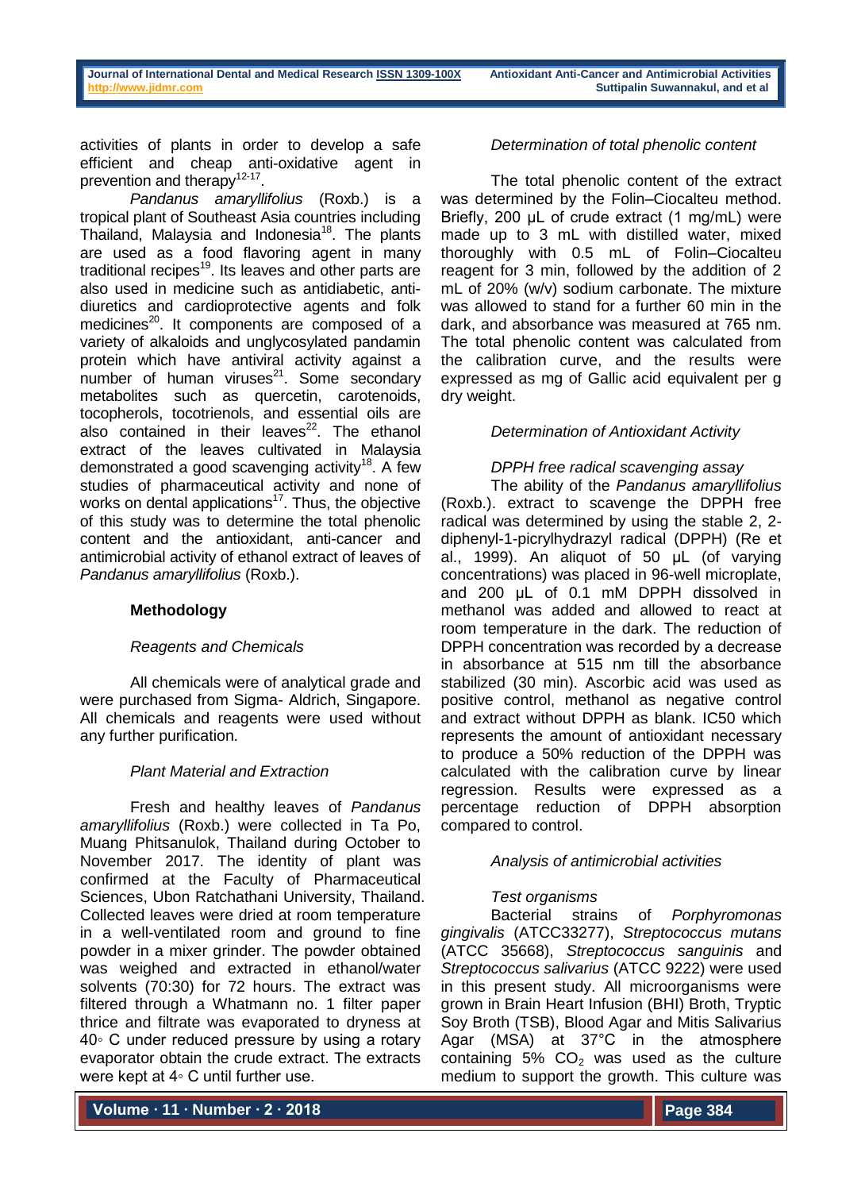activities of plants in order to develop a safe efficient and cheap anti-oxidative agent in prevention and therapy[12-17].

*Pandanus amaryllifolius* (Roxb.) is a tropical plant of Southeast Asia countries including Thailand, Malaysia and Indonesia[18]. The plants are used as a food flavoring agent in many traditional recipes[19]. Its leaves and other parts are also used in medicine such as antidiabetic, anti-diuretics and cardioprotective agents and folk medicines[20]. It components are composed of a variety of alkaloids and unglycosylated pandamin protein which have antiviral activity against a number of human viruses[21]. Some secondary metabolites such as quercetin, carotenoids, tocopherols, tocotrienols, and essential oils are also contained in their leaves[22]. The ethanol extract of the leaves cultivated in Malaysia demonstrated a good scavenging activity[18]. A few studies of pharmaceutical activity and none of works on dental applications[17]. Thus, the objective of this study was to determine the total phenolic content and the antioxidant, anti-cancer and antimicrobial activity of ethanol extract of leaves of *Pandanus amaryllifolius* (Roxb.).

## Methodology

### *Reagents and Chemicals*

All chemicals were of analytical grade and were purchased from Sigma- Aldrich, Singapore. All chemicals and reagents were used without any further purification.

### *Plant Material and Extraction*

Fresh and healthy leaves of *Pandanus amaryllifolius* (Roxb.) were collected in Ta Po, Muang Phitsanulok, Thailand during October to November 2017. The identity of plant was confirmed at the Faculty of Pharmaceutical Sciences, Ubon Ratchathani University, Thailand. Collected leaves were dried at room temperature in a well-ventilated room and ground to fine powder in a mixer grinder. The powder obtained was weighed and extracted in ethanol/water solvents (70:30) for 72 hours. The extract was filtered through a Whatmann no. 1 filter paper thrice and filtrate was evaporated to dryness at 40◦ C under reduced pressure by using a rotary evaporator obtain the crude extract. The extracts were kept at 4◦ C until further use.

### *Determination of total phenolic content*

The total phenolic content of the extract was determined by the Folin–Ciocalteu method. Briefly, 200 µL of crude extract (1 mg/mL) were made up to 3 mL with distilled water, mixed thoroughly with 0.5 mL of Folin–Ciocalteu reagent for 3 min, followed by the addition of 2 mL of 20% (w/v) sodium carbonate. The mixture was allowed to stand for a further 60 min in the dark, and absorbance was measured at 765 nm. The total phenolic content was calculated from the calibration curve, and the results were expressed as mg of Gallic acid equivalent per g dry weight.

### *Determination of Antioxidant Activity*

#### *DPPH free radical scavenging assay*

The ability of the *Pandanus amaryllifolius* (Roxb.). extract to scavenge the DPPH free radical was determined by using the stable 2, 2-diphenyl-1-picrylhydrazyl radical (DPPH) (Re et al., 1999). An aliquot of 50 µL (of varying concentrations) was placed in 96-well microplate, and 200 µL of 0.1 mM DPPH dissolved in methanol was added and allowed to react at room temperature in the dark. The reduction of DPPH concentration was recorded by a decrease in absorbance at 515 nm till the absorbance stabilized (30 min). Ascorbic acid was used as positive control, methanol as negative control and extract without DPPH as blank. IC50 which represents the amount of antioxidant necessary to produce a 50% reduction of the DPPH was calculated with the calibration curve by linear regression. Results were expressed as a percentage reduction of DPPH absorption compared to control.

### *Analysis of antimicrobial activities*

#### *Test organisms*

Bacterial strains of *Porphyromonas gingivalis* (ATCC33277), *Streptococcus mutans* (ATCC 35668), *Streptococcus sanguinis* and *Streptococcus salivarius* (ATCC 9222) were used in this present study. All microorganisms were grown in Brain Heart Infusion (BHI) Broth, Tryptic Soy Broth (TSB), Blood Agar and Mitis Salivarius Agar (MSA) at 37°C in the atmosphere containing 5% $CO_2$ was used as the culture medium to support the growth. This culture was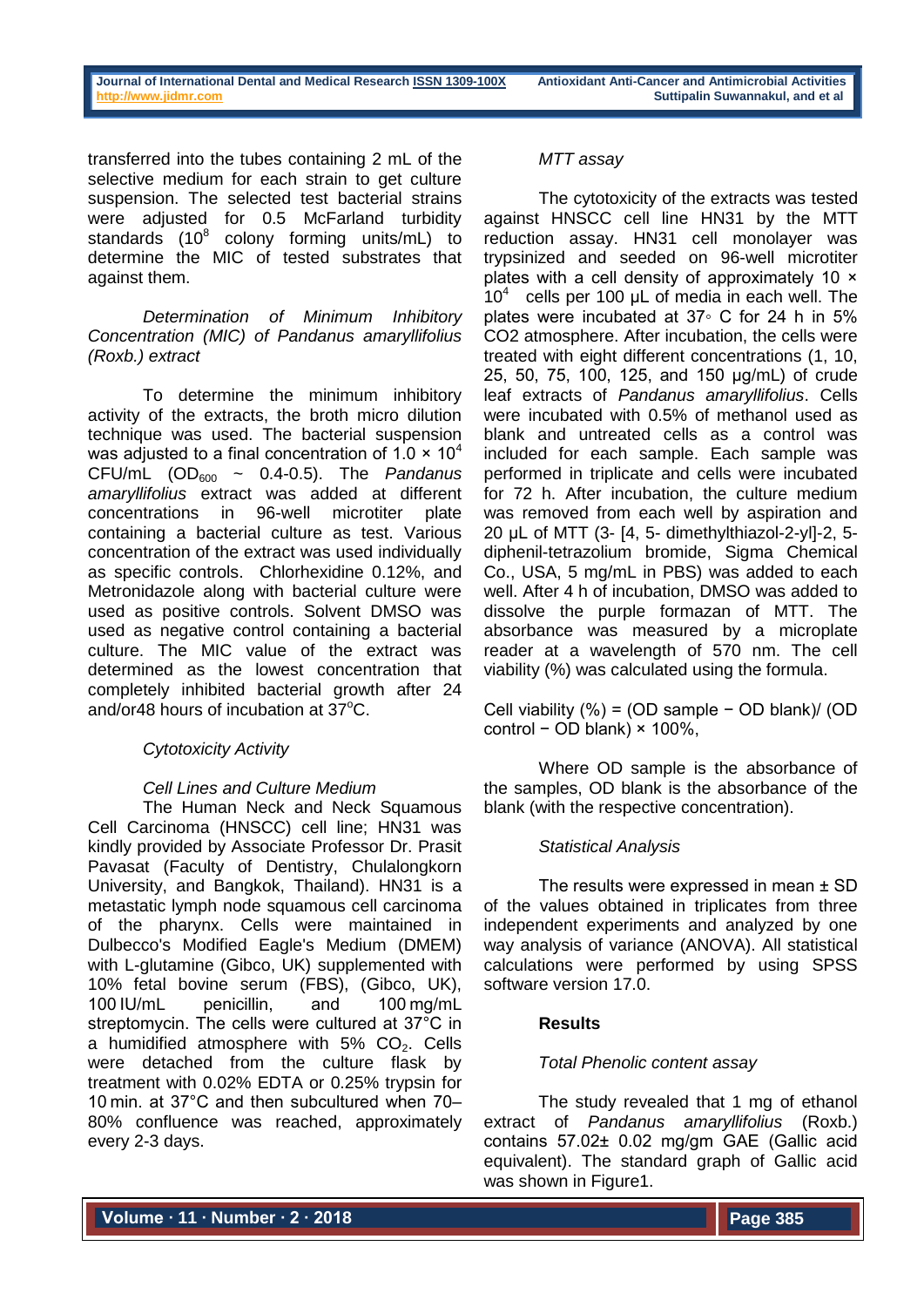transferred into the tubes containing 2 mL of the selective medium for each strain to get culture suspension. The selected test bacterial strains were adjusted for 0.5 McFarland turbidity standards ($10^8$ colony forming units/mL) to determine the MIC of tested substrates that against them.

*Determination of Minimum Inhibitory Concentration (MIC) of Pandanus amaryllifolius (Roxb.) extract*

To determine the minimum inhibitory activity of the extracts, the broth micro dilution technique was used. The bacterial suspension was adjusted to a final concentration of $1.0 \times 10^4$ CFU/mL ($OD_{600}$ ~ 0.4-0.5). The *Pandanus amaryllifolius* extract was added at different concentrations in 96-well microtiter plate containing a bacterial culture as test. Various concentration of the extract was used individually as specific controls. Chlorhexidine 0.12%, and Metronidazole along with bacterial culture were used as positive controls. Solvent DMSO was used as negative control containing a bacterial culture. The MIC value of the extract was determined as the lowest concentration that completely inhibited bacterial growth after 24 and/or48 hours of incubation at 37°C.

*Cytotoxicity Activity*

*Cell Lines and Culture Medium*

The Human Neck and Neck Squamous Cell Carcinoma (HNSCC) cell line; HN31 was kindly provided by Associate Professor Dr. Prasit Pavasat (Faculty of Dentistry, Chulalongkorn University, and Bangkok, Thailand). HN31 is a metastatic lymph node squamous cell carcinoma of the pharynx. Cells were maintained in Dulbecco's Modified Eagle's Medium (DMEM) with L-glutamine (Gibco, UK) supplemented with 10% fetal bovine serum (FBS), (Gibco, UK), 100 IU/mL penicillin, and 100 mg/mL streptomycin. The cells were cultured at 37°C in a humidified atmosphere with 5% $CO_2$. Cells were detached from the culture flask by treatment with 0.02% EDTA or 0.25% trypsin for 10 min. at 37°C and then subcultured when 70–80% confluence was reached, approximately every 2-3 days.

*MTT assay*

The cytotoxicity of the extracts was tested against HNSCC cell line HN31 by the MTT reduction assay. HN31 cell monolayer was trypsinized and seeded on 96-well microtiter plates with a cell density of approximately $10 \times 10^4$ cells per 100 μL of media in each well. The plates were incubated at 37◦ C for 24 h in 5% CO2 atmosphere. After incubation, the cells were treated with eight different concentrations (1, 10, 25, 50, 75, 100, 125, and 150 μg/mL) of crude leaf extracts of *Pandanus amaryllifolius*. Cells were incubated with 0.5% of methanol used as blank and untreated cells as a control was included for each sample. Each sample was performed in triplicate and cells were incubated for 72 h. After incubation, the culture medium was removed from each well by aspiration and 20 μL of MTT (3- [4, 5- dimethylthiazol-2-yl]-2, 5-diphenil-tetrazolium bromide, Sigma Chemical Co., USA, 5 mg/mL in PBS) was added to each well. After 4 h of incubation, DMSO was added to dissolve the purple formazan of MTT. The absorbance was measured by a microplate reader at a wavelength of 570 nm. The cell viability (%) was calculated using the formula.

Cell viability (%) = (OD sample − OD blank)/ (OD control − OD blank) × 100%,

Where OD sample is the absorbance of the samples, OD blank is the absorbance of the blank (with the respective concentration).

*Statistical Analysis*

The results were expressed in mean ± SD of the values obtained in triplicates from three independent experiments and analyzed by one way analysis of variance (ANOVA). All statistical calculations were performed by using SPSS software version 17.0.

## Results

*Total Phenolic content assay*

The study revealed that 1 mg of ethanol extract of *Pandanus amaryllifolius* (Roxb.) contains 57.02± 0.02 mg/gm GAE (Gallic acid equivalent). The standard graph of Gallic acid was shown in Figure1.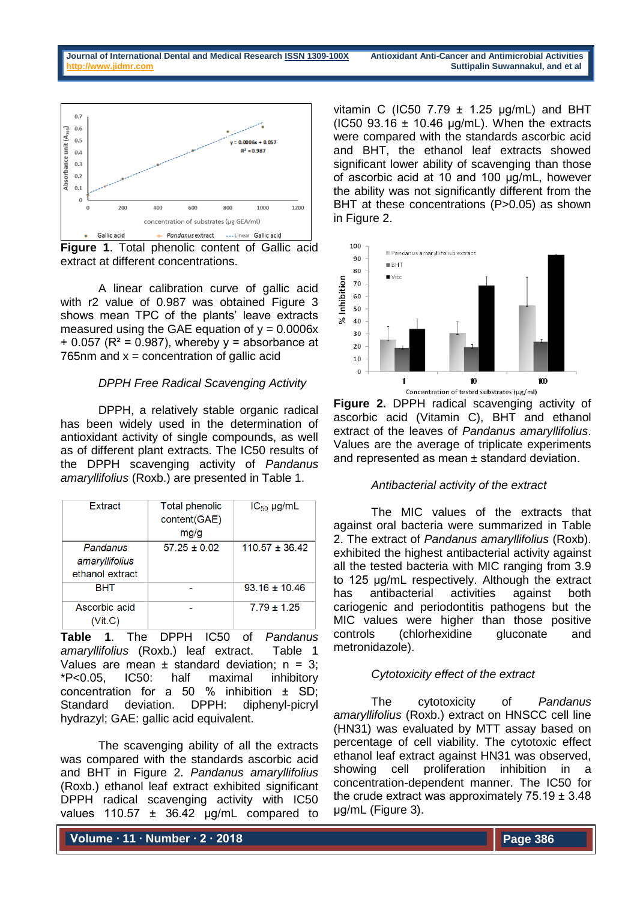**Figure 1**. Total phenolic content of Gallic acid extract at different concentrations.

A linear calibration curve of gallic acid with r2 value of 0.987 was obtained Figure 3 shows mean TPC of the plants' leave extracts measured using the GAE equation of y = 0.0006x + 0.057 ($R^2$ = 0.987), whereby y = absorbance at 765nm and x = concentration of gallic acid

*DPPH Free Radical Scavenging Activity*

DPPH, a relatively stable organic radical has been widely used in the determination of antioxidant activity of single compounds, as well as of different plant extracts. The IC50 results of the DPPH scavenging activity of *Pandanus amaryllifolius* (Roxb.) are presented in Table 1.

| Extract | Total phenolic content(GAE) mg/g | $IC_{50}$ µg/mL |
|---|---|---|
| *Pandanus amaryllifolius* ethanol extract | 57.25 ± 0.02 | 110.57 ± 36.42 |
| BHT | - | 93.16 ± 10.46 |
| Ascorbic acid (Vit.C) | - | 7.79 ± 1.25 |

**Table 1**. The DPPH IC50 of *Pandanus amaryllifolius* (Roxb.) leaf extract. Table 1 Values are mean ± standard deviation; n = 3; *P<0.05, IC50: half maximal inhibitory concentration for a 50 % inhibition ± SD; Standard deviation. DPPH: diphenyl-picryl hydrazyl; GAE: gallic acid equivalent.

The scavenging ability of all the extracts was compared with the standards ascorbic acid and BHT in Figure 2. *Pandanus amaryllifolius* (Roxb.) ethanol leaf extract exhibited significant DPPH radical scavenging activity with IC50 values 110.57 ± 36.42 µg/mL compared to vitamin C (IC50 7.79 ± 1.25 µg/mL) and BHT (IC50 93.16 ± 10.46 µg/mL). When the extracts were compared with the standards ascorbic acid and BHT, the ethanol leaf extracts showed significant lower ability of scavenging than those of ascorbic acid at 10 and 100 µg/mL, however the ability was not significantly different from the BHT at these concentrations (P>0.05) as shown in Figure 2.

**Figure 2.** DPPH radical scavenging activity of ascorbic acid (Vitamin C), BHT and ethanol extract of the leaves of *Pandanus amaryllifolius*. Values are the average of triplicate experiments and represented as mean ± standard deviation.

*Antibacterial activity of the extract*

The MIC values of the extracts that against oral bacteria were summarized in Table 2. The extract of *Pandanus amaryllifolius* (Roxb). exhibited the highest antibacterial activity against all the tested bacteria with MIC ranging from 3.9 to 125 µg/mL respectively. Although the extract has antibacterial activities against both cariogenic and periodontitis pathogens but the MIC values were higher than those positive controls (chlorhexidine gluconate and metronidazole).

*Cytotoxicity effect of the extract*

The cytotoxicity of *Pandanus amaryllifolius* (Roxb.) extract on HNSCC cell line (HN31) was evaluated by MTT assay based on percentage of cell viability. The cytotoxic effect ethanol leaf extract against HN31 was observed, showing cell proliferation inhibition in a concentration-dependent manner. The IC50 for the crude extract was approximately 75.19 ± 3.48 µg/mL (Figure 3).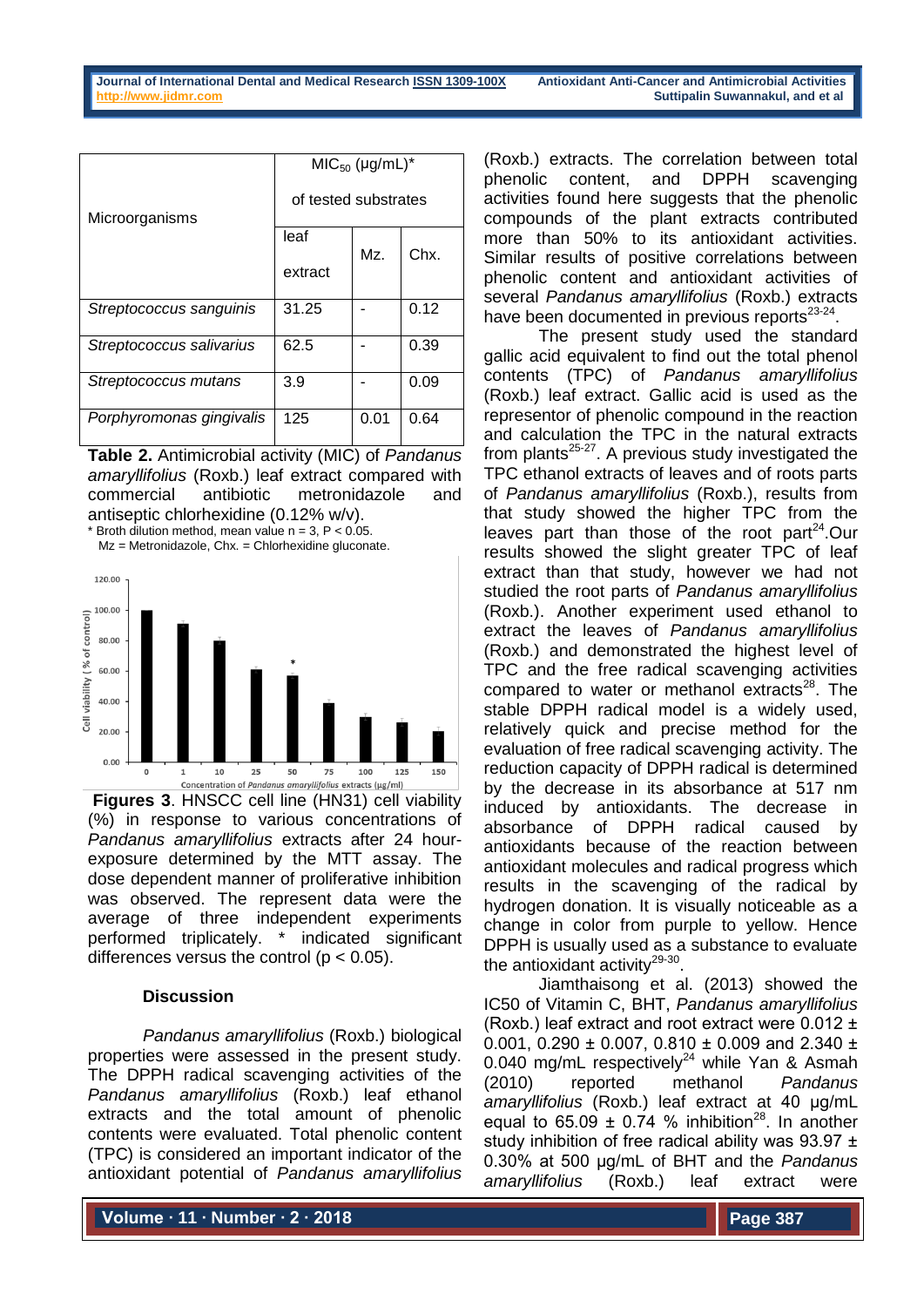| Microorganisms | $MIC_{50}$ (μg/mL)* of tested substrates | | |
|---|---|---|---|
| | leaf extract | Mz. | Chx. |
| *Streptococcus sanguinis* | 31.25 | - | 0.12 |
| *Streptococcus salivarius* | 62.5 | - | 0.39 |
| *Streptococcus mutans* | 3.9 | - | 0.09 |
| *Porphyromonas gingivalis* | 125 | 0.01 | 0.64 |

**Table 2.** Antimicrobial activity (MIC) of *Pandanus amaryllifolius* (Roxb.) leaf extract compared with commercial antibiotic metronidazole and antiseptic chlorhexidine (0.12% w/v).
* Broth dilution method, mean value n = 3, $P < 0.05$.
Mz = Metronidazole, Chx. = Chlorhexidine gluconate.

**Figures 3**. HNSCC cell line (HN31) cell viability (%) in response to various concentrations of *Pandanus amaryllifolius* extracts after 24 hour-exposure determined by the MTT assay. The dose dependent manner of proliferative inhibition was observed. The represent data were the average of three independent experiments performed triplicately. * indicated significant differences versus the control ($p < 0.05$).

## Discussion

*Pandanus amaryllifolius* (Roxb.) biological properties were assessed in the present study. The DPPH radical scavenging activities of the *Pandanus amaryllifolius* (Roxb.) leaf ethanol extracts and the total amount of phenolic contents were evaluated. Total phenolic content (TPC) is considered an important indicator of the antioxidant potential of *Pandanus amaryllifolius* (Roxb.) extracts. The correlation between total phenolic content, and DPPH scavenging activities found here suggests that the phenolic compounds of the plant extracts contributed more than 50% to its antioxidant activities. Similar results of positive correlations between phenolic content and antioxidant activities of several *Pandanus amaryllifolius* (Roxb.) extracts have been documented in previous reports[23-24].

The present study used the standard gallic acid equivalent to find out the total phenol contents (TPC) of *Pandanus amaryllifolius* (Roxb.) leaf extract. Gallic acid is used as the representor of phenolic compound in the reaction and calculation the TPC in the natural extracts from plants[25-27]. A previous study investigated the TPC ethanol extracts of leaves and of roots parts of *Pandanus amaryllifolius* (Roxb.), results from that study showed the higher TPC from the leaves part than those of the root part[24].Our results showed the slight greater TPC of leaf extract than that study, however we had not studied the root parts of *Pandanus amaryllifolius* (Roxb.). Another experiment used ethanol to extract the leaves of *Pandanus amaryllifolius* (Roxb.) and demonstrated the highest level of TPC and the free radical scavenging activities compared to water or methanol extracts[28]. The stable DPPH radical model is a widely used, relatively quick and precise method for the evaluation of free radical scavenging activity. The reduction capacity of DPPH radical is determined by the decrease in its absorbance at 517 nm induced by antioxidants. The decrease in absorbance of DPPH radical caused by antioxidants because of the reaction between antioxidant molecules and radical progress which results in the scavenging of the radical by hydrogen donation. It is visually noticeable as a change in color from purple to yellow. Hence DPPH is usually used as a substance to evaluate the antioxidant activity[29-30].

Jiamthaisong et al. (2013) showed the IC50 of Vitamin C, BHT, *Pandanus amaryllifolius* (Roxb.) leaf extract and root extract were 0.012 ± 0.001, 0.290 ± 0.007, 0.810 ± 0.009 and 2.340 ± 0.040 mg/mL respectively[24] while Yan & Asmah (2010) reported methanol *Pandanus amaryllifolius* (Roxb.) leaf extract at 40 μg/mL equal to 65.09 ± 0.74 % inhibition[28]. In another study inhibition of free radical ability was 93.97 ± 0.30% at 500 μg/mL of BHT and the *Pandanus amaryllifolius* (Roxb.) leaf extract were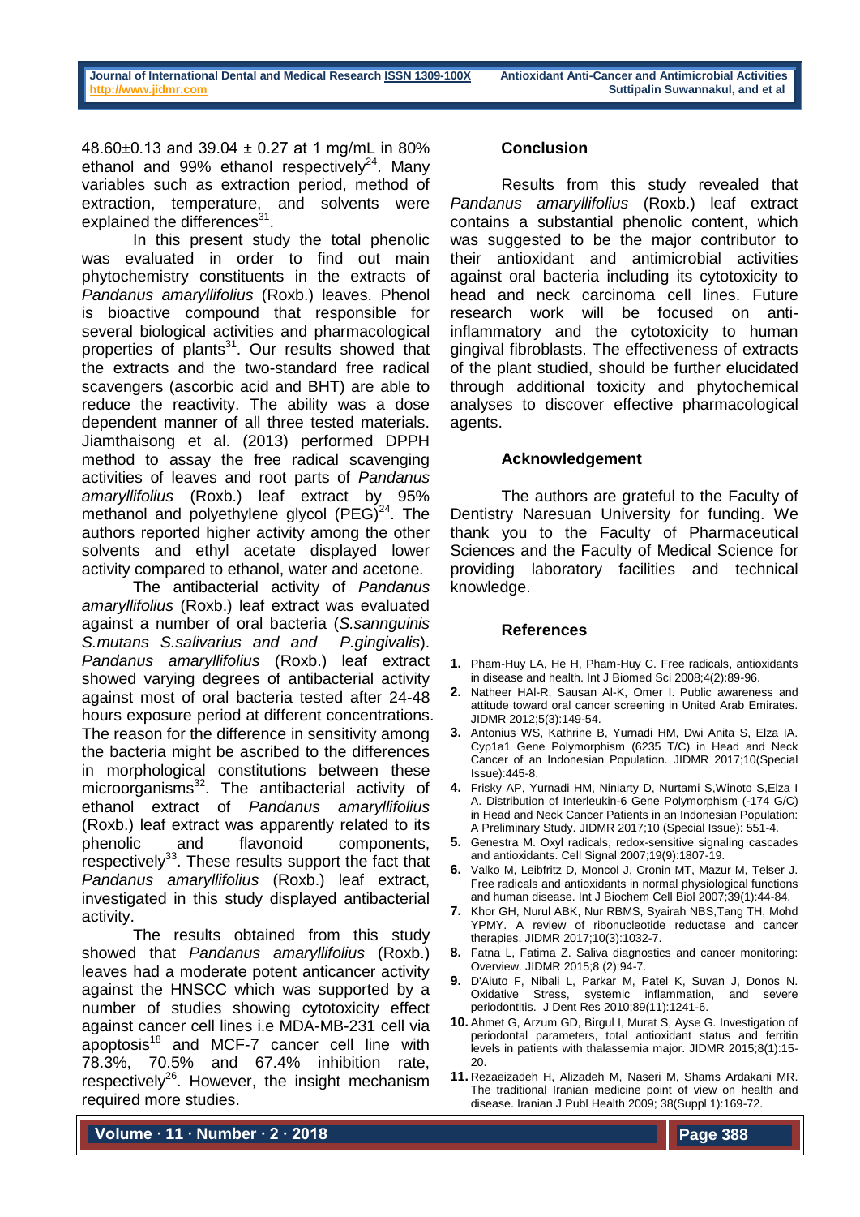48.60±0.13 and 39.04 ± 0.27 at 1 mg/mL in 80% ethanol and 99% ethanol respectively[24]. Many variables such as extraction period, method of extraction, temperature, and solvents were explained the differences[31].

In this present study the total phenolic was evaluated in order to find out main phytochemistry constituents in the extracts of *Pandanus amaryllifolius* (Roxb.) leaves. Phenol is bioactive compound that responsible for several biological activities and pharmacological properties of plants[31]. Our results showed that the extracts and the two-standard free radical scavengers (ascorbic acid and BHT) are able to reduce the reactivity. The ability was a dose dependent manner of all three tested materials. Jiamthaisong et al. (2013) performed DPPH method to assay the free radical scavenging activities of leaves and root parts of *Pandanus amaryllifolius* (Roxb.) leaf extract by 95% methanol and polyethylene glycol (PEG)[24]. The authors reported higher activity among the other solvents and ethyl acetate displayed lower activity compared to ethanol, water and acetone.

The antibacterial activity of *Pandanus amaryllifolius* (Roxb.) leaf extract was evaluated against a number of oral bacteria (*S.sannguinis S.mutans S.salivarius and and P.gingivalis*). *Pandanus amaryllifolius* (Roxb.) leaf extract showed varying degrees of antibacterial activity against most of oral bacteria tested after 24-48 hours exposure period at different concentrations. The reason for the difference in sensitivity among the bacteria might be ascribed to the differences in morphological constitutions between these microorganisms[32]. The antibacterial activity of ethanol extract of *Pandanus amaryllifolius* (Roxb.) leaf extract was apparently related to its phenolic and flavonoid components, respectively[33]. These results support the fact that *Pandanus amaryllifolius* (Roxb.) leaf extract, investigated in this study displayed antibacterial activity.

The results obtained from this study showed that *Pandanus amaryllifolius* (Roxb.) leaves had a moderate potent anticancer activity against the HNSCC which was supported by a number of studies showing cytotoxicity effect against cancer cell lines i.e MDA-MB-231 cell via apoptosis[18] and MCF-7 cancer cell line with 78.3%, 70.5% and 67.4% inhibition rate, respectively[26]. However, the insight mechanism required more studies.

## Conclusion

Results from this study revealed that *Pandanus amaryllifolius* (Roxb.) leaf extract contains a substantial phenolic content, which was suggested to be the major contributor to their antioxidant and antimicrobial activities against oral bacteria including its cytotoxicity to head and neck carcinoma cell lines. Future research work will be focused on anti-inflammatory and the cytotoxicity to human gingival fibroblasts. The effectiveness of extracts of the plant studied, should be further elucidated through additional toxicity and phytochemical analyses to discover effective pharmacological agents.

## Acknowledgement

The authors are grateful to the Faculty of Dentistry Naresuan University for funding. We thank you to the Faculty of Pharmaceutical Sciences and the Faculty of Medical Science for providing laboratory facilities and technical knowledge.

## References

1. Pham-Huy LA, He H, Pham-Huy C. Free radicals, antioxidants in disease and health. Int J Biomed Sci 2008;4(2):89-96.
2. Natheer HAl-R, Sausan Al-K, Omer I. Public awareness and attitude toward oral cancer screening in United Arab Emirates. JIDMR 2012;5(3):149-54.
3. Antonius WS, Kathrine B, Yurnadi HM, Dwi Anita S, Elza IA. Cyp1a1 Gene Polymorphism (6235 T/C) in Head and Neck Cancer of an Indonesian Population. JIDMR 2017;10(Special Issue):445-8.
4. Frisky AP, Yurnadi HM, Niniarty D, Nurtami S,Winoto S,Elza I A. Distribution of Interleukin-6 Gene Polymorphism (-174 G/C) in Head and Neck Cancer Patients in an Indonesian Population: A Preliminary Study. JIDMR 2017;10 (Special Issue): 551-4.
5. Genestra M. Oxyl radicals, redox-sensitive signaling cascades and antioxidants. Cell Signal 2007;19(9):1807-19.
6. Valko M, Leibfritz D, Moncol J, Cronin MT, Mazur M, Telser J. Free radicals and antioxidants in normal physiological functions and human disease. Int J Biochem Cell Biol 2007;39(1):44-84.
7. Khor GH, Nurul ABK, Nur RBMS, Syairah NBS,Tang TH, Mohd YPMY. A review of ribonucleotide reductase and cancer therapies. JIDMR 2017;10(3):1032-7.
8. Fatna L, Fatima Z. Saliva diagnostics and cancer monitoring: Overview. JIDMR 2015;8 (2):94-7.
9. D'Aiuto F, Nibali L, Parkar M, Patel K, Suvan J, Donos N. Oxidative Stress, systemic inflammation, and severe periodontitis. J Dent Res 2010;89(11):1241-6.
10. Ahmet G, Arzum GD, Birgul I, Murat S, Ayse G. Investigation of periodontal parameters, total antioxidant status and ferritin levels in patients with thalassemia major. JIDMR 2015;8(1):15-20.
11. Rezaeizadeh H, Alizadeh M, Naseri M, Shams Ardakani MR. The traditional Iranian medicine point of view on health and disease. Iranian J Publ Health 2009; 38(Suppl 1):169-72.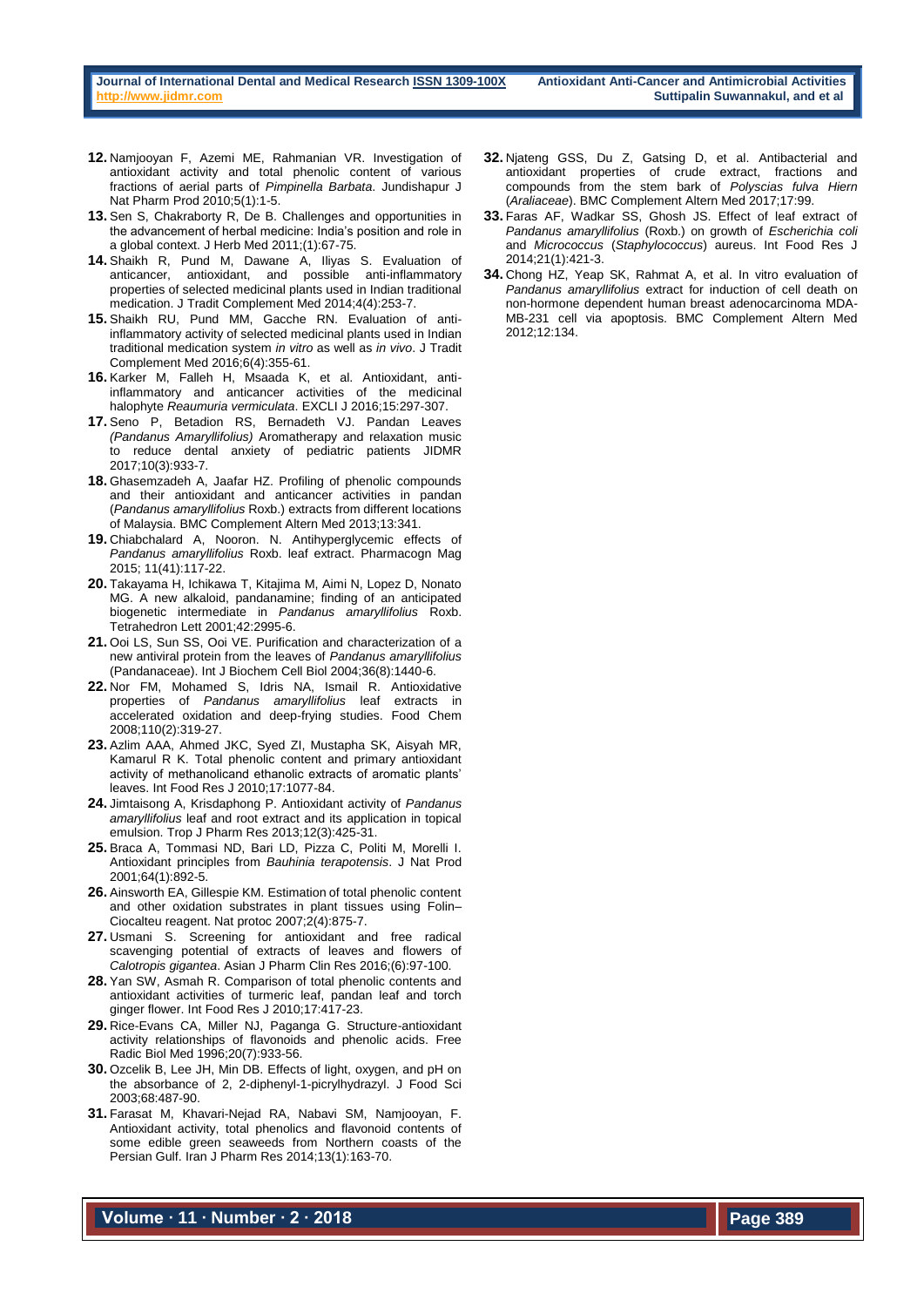12. Namjooyan F, Azemi ME, Rahmanian VR. Investigation of antioxidant activity and total phenolic content of various fractions of aerial parts of *Pimpinella Barbata*. Jundishapur J Nat Pharm Prod 2010;5(1):1-5.
13. Sen S, Chakraborty R, De B. Challenges and opportunities in the advancement of herbal medicine: India's position and role in a global context. J Herb Med 2011;(1):67-75.
14. Shaikh R, Pund M, Dawane A, Iliyas S. Evaluation of anticancer, antioxidant, and possible anti-inflammatory properties of selected medicinal plants used in Indian traditional medication. J Tradit Complement Med 2014;4(4):253-7.
15. Shaikh RU, Pund MM, Gacche RN. Evaluation of anti-inflammatory activity of selected medicinal plants used in Indian traditional medication system *in vitro* as well as *in vivo*. J Tradit Complement Med 2016;6(4):355-61.
16. Karker M, Falleh H, Msaada K, et al. Antioxidant, anti-inflammatory and anticancer activities of the medicinal halophyte *Reaumuria vermiculata*. EXCLI J 2016;15:297-307.
17. Seno P, Betadion RS, Bernadeth VJ. Pandan Leaves *(Pandanus Amaryllifolius)* Aromatherapy and relaxation music to reduce dental anxiety of pediatric patients JIDMR 2017;10(3):933-7.
18. Ghasemzadeh A, Jaafar HZ. Profiling of phenolic compounds and their antioxidant and anticancer activities in pandan (*Pandanus amaryllifolius* Roxb.) extracts from different locations of Malaysia. BMC Complement Altern Med 2013;13:341.
19. Chiabchalard A, Nooron. N. Antihyperglycemic effects of *Pandanus amaryllifolius* Roxb. leaf extract. Pharmacogn Mag 2015; 11(41):117-22.
20. Takayama H, Ichikawa T, Kitajima M, Aimi N, Lopez D, Nonato MG. A new alkaloid, pandanamine; finding of an anticipated biogenetic intermediate in *Pandanus amaryllifolius* Roxb. Tetrahedron Lett 2001;42:2995-6.
21. Ooi LS, Sun SS, Ooi VE. Purification and characterization of a new antiviral protein from the leaves of *Pandanus amaryllifolius* (Pandanaceae). Int J Biochem Cell Biol 2004;36(8):1440-6.
22. Nor FM, Mohamed S, Idris NA, Ismail R. Antioxidative properties of *Pandanus amaryllifolius* leaf extracts in accelerated oxidation and deep-frying studies. Food Chem 2008;110(2):319-27.
23. Azlim AAA, Ahmed JKC, Syed ZI, Mustapha SK, Aisyah MR, Kamarul R K. Total phenolic content and primary antioxidant activity of methanolicand ethanolic extracts of aromatic plants' leaves. Int Food Res J 2010;17:1077-84.
24. Jimtaisong A, Krisdaphong P. Antioxidant activity of *Pandanus amaryllifolius* leaf and root extract and its application in topical emulsion. Trop J Pharm Res 2013;12(3):425-31.
25. Braca A, Tommasi ND, Bari LD, Pizza C, Politi M, Morelli I. Antioxidant principles from *Bauhinia terapotensis*. J Nat Prod 2001;64(1):892-5.
26. Ainsworth EA, Gillespie KM. Estimation of total phenolic content and other oxidation substrates in plant tissues using Folin–Ciocalteu reagent. Nat protoc 2007;2(4):875-7.
27. Usmani S. Screening for antioxidant and free radical scavenging potential of extracts of leaves and flowers of *Calotropis gigantea*. Asian J Pharm Clin Res 2016;(6):97-100.
28. Yan SW, Asmah R. Comparison of total phenolic contents and antioxidant activities of turmeric leaf, pandan leaf and torch ginger flower. Int Food Res J 2010;17:417-23.
29. Rice-Evans CA, Miller NJ, Paganga G. Structure-antioxidant activity relationships of flavonoids and phenolic acids. Free Radic Biol Med 1996;20(7):933-56.
30. Ozcelik B, Lee JH, Min DB. Effects of light, oxygen, and pH on the absorbance of 2, 2-diphenyl-1-picrylhydrazyl. J Food Sci 2003;68:487-90.
31. Farasat M, Khavari-Nejad RA, Nabavi SM, Namjooyan, F. Antioxidant activity, total phenolics and flavonoid contents of some edible green seaweeds from Northern coasts of the Persian Gulf. Iran J Pharm Res 2014;13(1):163-70.
32. Njateng GSS, Du Z, Gatsing D, et al. Antibacterial and antioxidant properties of crude extract, fractions and compounds from the stem bark of *Polyscias fulva Hiern* (*Araliaceae*). BMC Complement Altern Med 2017;17:99.
33. Faras AF, Wadkar SS, Ghosh JS. Effect of leaf extract of *Pandanus amaryllifolius* (Roxb.) on growth of *Escherichia coli* and *Micrococcus* (*Staphylococcus*) aureus. Int Food Res J 2014;21(1):421-3.
34. Chong HZ, Yeap SK, Rahmat A, et al. In vitro evaluation of *Pandanus amaryllifolius* extract for induction of cell death on non-hormone dependent human breast adenocarcinoma MDA-MB-231 cell via apoptosis. BMC Complement Altern Med 2012;12:134.